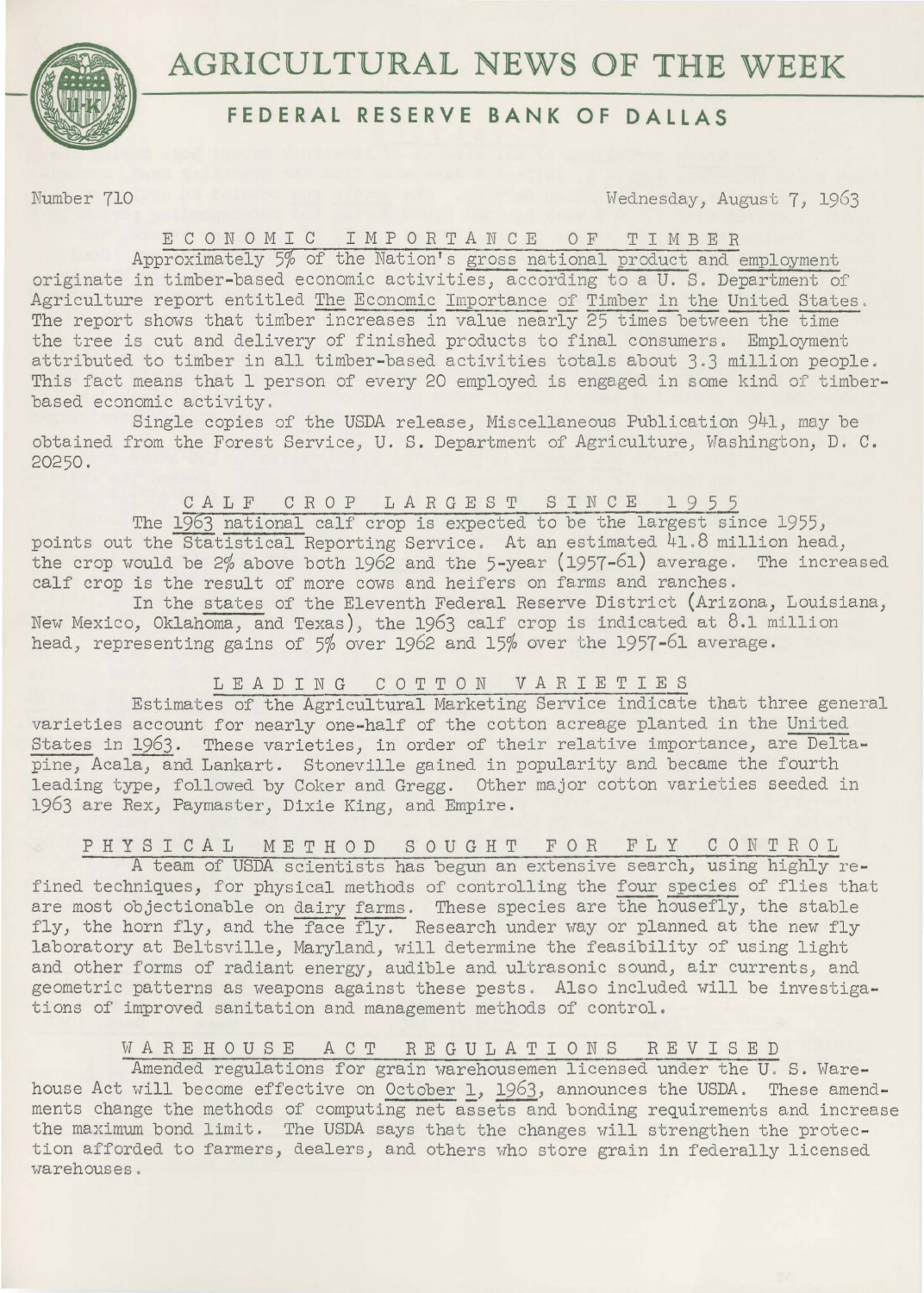# AGRICULTURAL NEWS OF THE WEEK

## FEDERAL RESERVE BANK OF DALLAS

Number 710 Wednesday, August 7, 1963

### ECONOMIC IMPORTANCE OF TIMBER

Approximately 5% of the Nation's gross national product and employment originate in timber-based economic activities, according to a U. S. Department of Agriculture report entitled The Economic Importance of Timber in the United States. The report shows that timber increases in value nearly 25 times between the time the tree is cut and delivery of finished products to final consumers. Employment attributed to timber in all timber-based activities totals about 3.3 million people. This fact means that 1 person of every 20 employed is engaged in some kind of timber-based economic activity.

Single copies of the USDA release, Miscellaneous Publication 941, may be obtained from the Forest Service, U. S. Department of Agriculture, Washington, D. C. 20250.

### CALF CROP LARGEST SINCE 1955

The 1963 national calf crop is expected to be the largest since 1955, points out the Statistical Reporting Service. At an estimated 41.8 million head, the crop would be 2% above both 1962 and the 5-year (1957-61) average. The increased calf crop is the result of more cows and heifers on farms and ranches.

In the states of the Eleventh Federal Reserve District (Arizona, Louisiana, New Mexico, Oklahoma, and Texas), the 1963 calf crop is indicated at 8.1 million head, representing gains of 5% over 1962 and 15% over the 1957-61 average.

### LEADING COTTON VARIETIES

Estimates of the Agricultural Marketing Service indicate that three general varieties account for nearly one-half of the cotton acreage planted in the United States in 1963. These varieties, in order of their relative importance, are Deltapine, Acala, and Lankart. Stoneville gained in popularity and became the fourth leading type, followed by Coker and Gregg. Other major cotton varieties seeded in 1963 are Rex, Paymaster, Dixie King, and Empire.

### PHYSICAL METHOD SOUGHT FOR FLY CONTROL

A team of USDA scientists has begun an extensive search, using highly refined techniques, for physical methods of controlling the four species of flies that are most objectionable on dairy farms. These species are the housefly, the stable fly, the horn fly, and the face fly. Research under way or planned at the new fly laboratory at Beltsville, Maryland, will determine the feasibility of using light and other forms of radiant energy, audible and ultrasonic sound, air currents, and geometric patterns as weapons against these pests. Also included will be investigations of improved sanitation and management methods of control.

### WAREHOUSE ACT REGULATIONS REVISED

Amended regulations for grain warehousemen licensed under the U. S. Warehouse Act will become effective on October 1, 1963, announces the USDA. These amendments change the methods of computing net assets and bonding requirements and increase the maximum bond limit. The USDA says that the changes will strengthen the protection afforded to farmers, dealers, and others who store grain in federally licensed warehouses.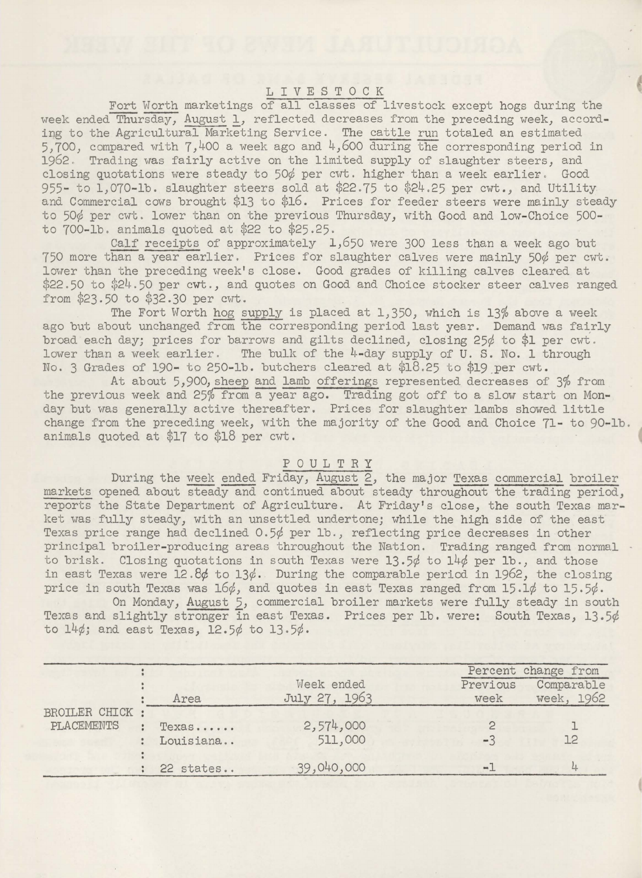## LIVESTOCK

Fort Worth marketings of all classes of livestock except hogs during the week ended Thursday, August 1, reflected decreases from the preceding week, according to the Agricultural Marketing Service. The cattle run totaled an estimated 5,700, compared with 7,400 a week ago and 4,600 during the corresponding period in 1962. Trading was fairly active on the limited supply of slaughter steers, and closing quotations were steady to 50¢ per cwt. higher than a week earlier. Good 955- to 1,070-lb. slaughter steers sold at $22.75 to $24.25 per cwt., and Utility and Commercial cows brought $13 to $16. Prices for feeder steers were mainly steady to 50¢ per cwt. lower than on the previous Thursday, with Good and low-Choice 500- to 700-lb. animals quoted at $22 to $25.25.

Calf receipts of approximately 1,650 were 300 less than a week ago but 750 more than a year earlier. Prices for slaughter calves were mainly 50¢ per cwt. lower than the preceding week's close. Good grades of killing calves cleared at $22.50 to $24.50 per cwt., and quotes on Good and Choice stocker steer calves ranged from $23.50 to $32.30 per cwt.

The Fort Worth hog supply is placed at 1,350, which is 13% above a week ago but about unchanged from the corresponding period last year. Demand was fairly broad each day; prices for barrows and gilts declined, closing 25¢ to $1 per cwt. lower than a week earlier. The bulk of the 4-day supply of U. S. No. 1 through No. 3 Grades of 190- to 250-lb. butchers cleared at $18.25 to $19 per cwt.

At about 5,900, sheep and lamb offerings represented decreases of 3% from the previous week and 25% from a year ago. Trading got off to a slow start on Monday but was generally active thereafter. Prices for slaughter lambs showed little change from the preceding week, with the majority of the Good and Choice 71- to 90-lb. animals quoted at $17 to $18 per cwt.

## POULTRY

During the week ended Friday, August 2, the major Texas commercial broiler markets opened about steady and continued about steady throughout the trading period, reports the State Department of Agriculture. At Friday's close, the south Texas market was fully steady, with an unsettled undertone; while the high side of the east Texas price range had declined 0.5¢ per lb., reflecting price decreases in other principal broiler-producing areas throughout the Nation. Trading ranged from normal to brisk. Closing quotations in south Texas were 13.5¢ to 14¢ per lb., and those in east Texas were 12.8¢ to 13¢. During the comparable period in 1962, the closing price in south Texas was 16¢, and quotes in east Texas ranged from 15.1¢ to 15.5¢.

On Monday, August 5, commercial broiler markets were fully steady in south Texas and slightly stronger in east Texas. Prices per lb. were: South Texas, 13.5¢ to 14¢; and east Texas, 12.5¢ to 13.5¢.

| | Area | Week ended July 27, 1963 | Percent change from Previous week | Percent change from Comparable week, 1962 |
|---|---|---|---|---|
| BROILER CHICK PLACEMENTS | Texas...... | 2,574,000 | 2 | 1 |
| | Louisiana.. | 511,000 | -3 | 12 |
| | 22 states.. | 39,040,000 | -1 | 4 |